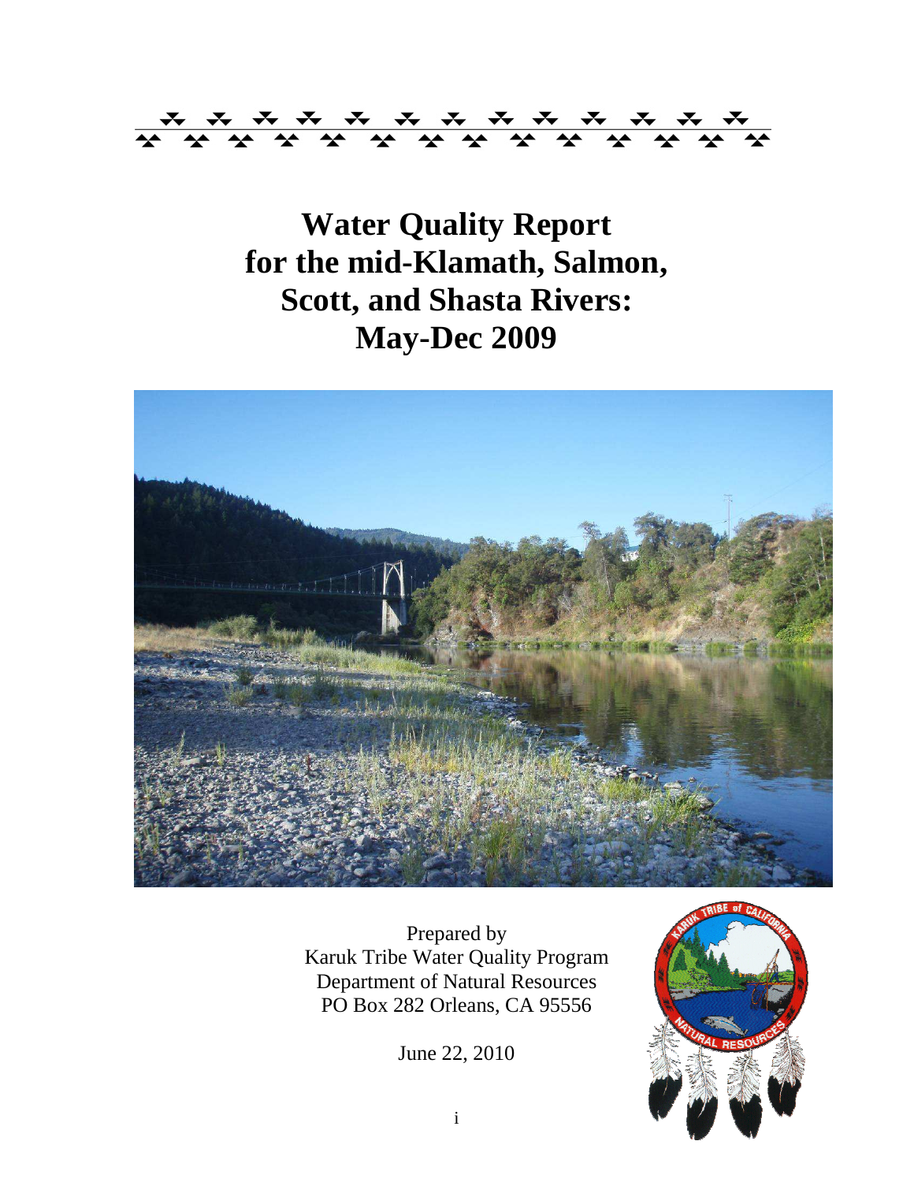# Water Quality Report for the mid-Klamath, Salmon, Scott, and Shasta Rivers: May-Dec 2009

Prepared by
Karuk Tribe Water Quality Program
Department of Natural Resources
PO Box 282 Orleans, CA 95556

June 22, 2010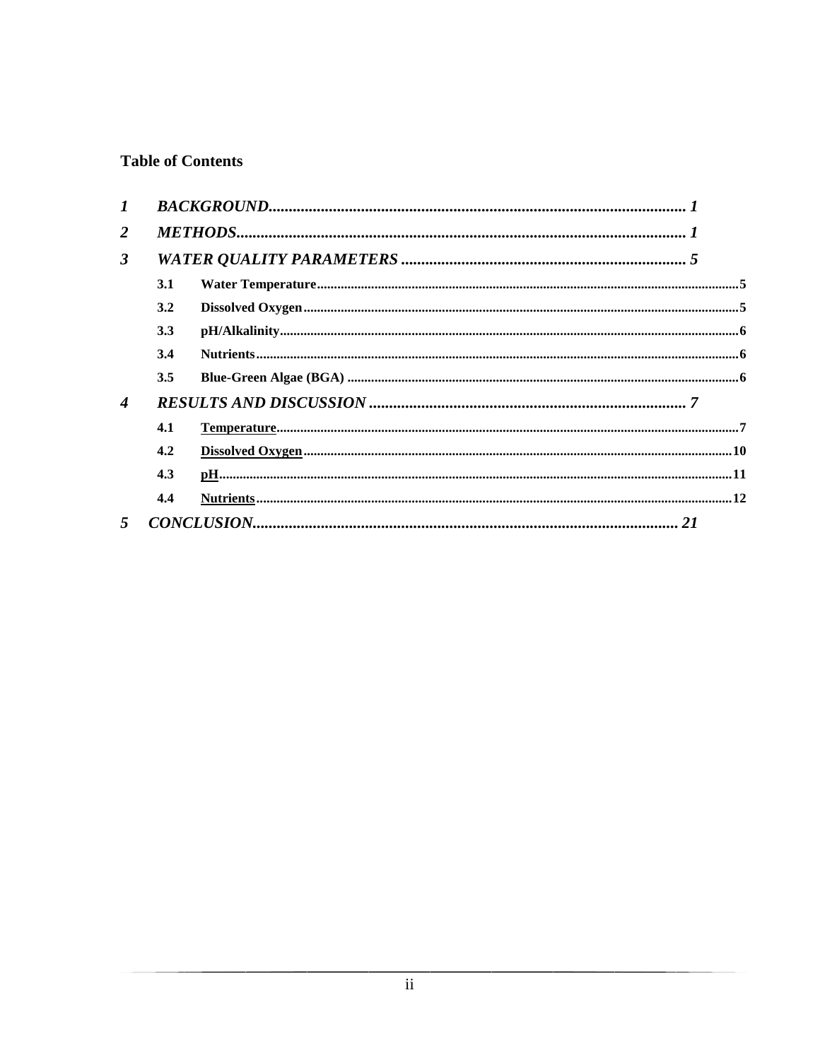**Table of Contents**

| | | | |
|---|---|---|---|
| *1* | *BACKGROUND* | | *1* |
| *2* | *METHODS* | | *1* |
| *3* | *WATER QUALITY PARAMETERS* | | *5* |
| | **3.1** | **Water Temperature** | **5** |
| | **3.2** | **Dissolved Oxygen** | **5** |
| | **3.3** | **pH/Alkalinity** | **6** |
| | **3.4** | **Nutrients** | **6** |
| | **3.5** | **Blue-Green Algae (BGA)** | **6** |
| *4* | *RESULTS AND DISCUSSION* | | *7* |
| | **4.1** | **Temperature** | **7** |
| | **4.2** | **Dissolved Oxygen** | **10** |
| | **4.3** | **pH** | **11** |
| | **4.4** | **Nutrients** | **12** |
| *5* | *CONCLUSION* | | *21* |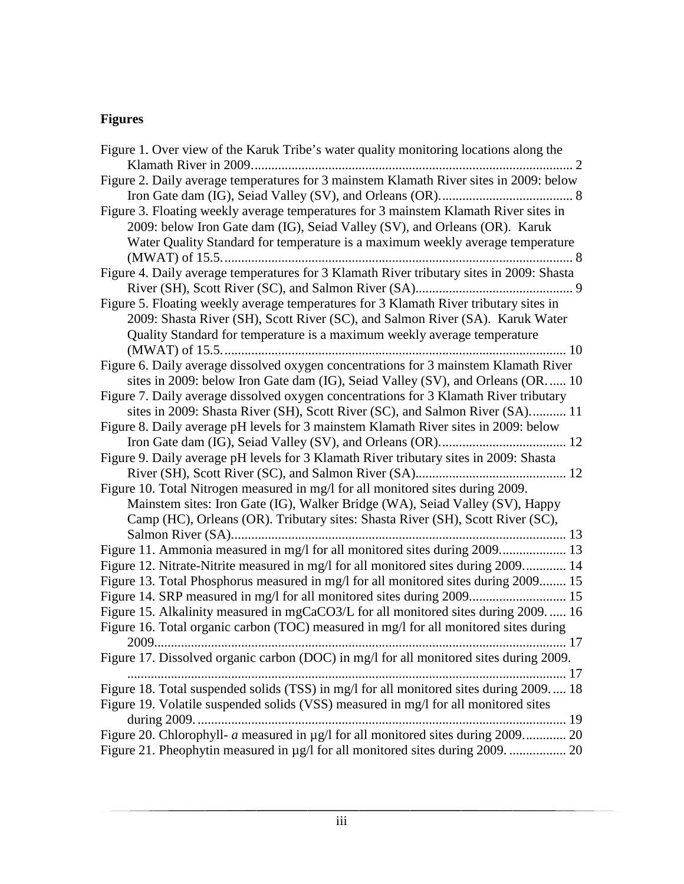**Figures**

Figure 1. Over view of the Karuk Tribe's water quality monitoring locations along the Klamath River in 2009. 2

Figure 2. Daily average temperatures for 3 mainstem Klamath River sites in 2009: below Iron Gate dam (IG), Seiad Valley (SV), and Orleans (OR). 8

Figure 3. Floating weekly average temperatures for 3 mainstem Klamath River sites in 2009: below Iron Gate dam (IG), Seiad Valley (SV), and Orleans (OR). Karuk Water Quality Standard for temperature is a maximum weekly average temperature (MWAT) of 15.5. 8

Figure 4. Daily average temperatures for 3 Klamath River tributary sites in 2009: Shasta River (SH), Scott River (SC), and Salmon River (SA). 9

Figure 5. Floating weekly average temperatures for 3 Klamath River tributary sites in 2009: Shasta River (SH), Scott River (SC), and Salmon River (SA). Karuk Water Quality Standard for temperature is a maximum weekly average temperature (MWAT) of 15.5. 10

Figure 6. Daily average dissolved oxygen concentrations for 3 mainstem Klamath River sites in 2009: below Iron Gate dam (IG), Seiad Valley (SV), and Orleans (OR. 10

Figure 7. Daily average dissolved oxygen concentrations for 3 Klamath River tributary sites in 2009: Shasta River (SH), Scott River (SC), and Salmon River (SA). 11

Figure 8. Daily average pH levels for 3 mainstem Klamath River sites in 2009: below Iron Gate dam (IG), Seiad Valley (SV), and Orleans (OR). 12

Figure 9. Daily average pH levels for 3 Klamath River tributary sites in 2009: Shasta River (SH), Scott River (SC), and Salmon River (SA). 12

Figure 10. Total Nitrogen measured in mg/l for all monitored sites during 2009. Mainstem sites: Iron Gate (IG), Walker Bridge (WA), Seiad Valley (SV), Happy Camp (HC), Orleans (OR). Tributary sites: Shasta River (SH), Scott River (SC), Salmon River (SA). 13

Figure 11. Ammonia measured in mg/l for all monitored sites during 2009. 13

Figure 12. Nitrate-Nitrite measured in mg/l for all monitored sites during 2009. 14

Figure 13. Total Phosphorus measured in mg/l for all monitored sites during 2009. 15

Figure 14. SRP measured in mg/l for all monitored sites during 2009. 15

Figure 15. Alkalinity measured in mgCaCO3/L for all monitored sites during 2009. 16

Figure 16. Total organic carbon (TOC) measured in mg/l for all monitored sites during 2009. 17

Figure 17. Dissolved organic carbon (DOC) in mg/l for all monitored sites during 2009. 17

Figure 18. Total suspended solids (TSS) in mg/l for all monitored sites during 2009. 18

Figure 19. Volatile suspended solids (VSS) measured in mg/l for all monitored sites during 2009. 19

Figure 20. Chlorophyll- *a* measured in µg/l for all monitored sites during 2009. 20

Figure 21. Pheophytin measured in µg/l for all monitored sites during 2009. 20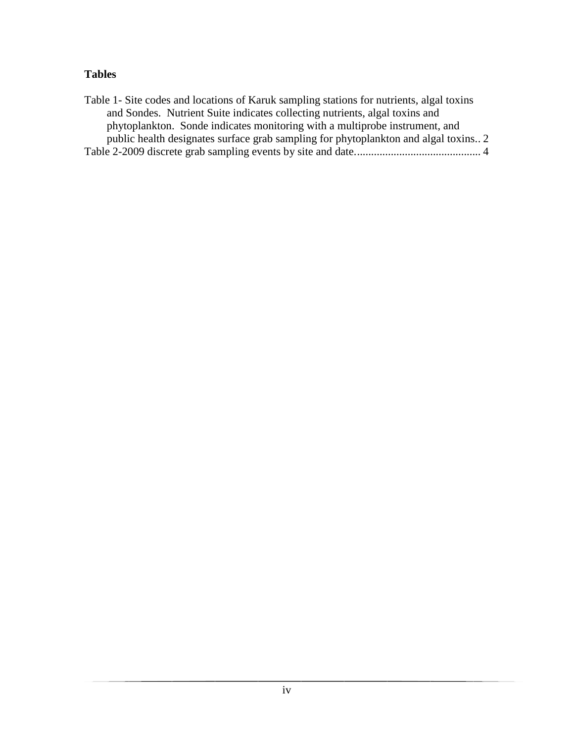**Tables**

Table 1- Site codes and locations of Karuk sampling stations for nutrients, algal toxins and Sondes. Nutrient Suite indicates collecting nutrients, algal toxins and phytoplankton. Sonde indicates monitoring with a multiprobe instrument, and public health designates surface grab sampling for phytoplankton and algal toxins.. 2

Table 2-2009 discrete grab sampling events by site and date............................................ 4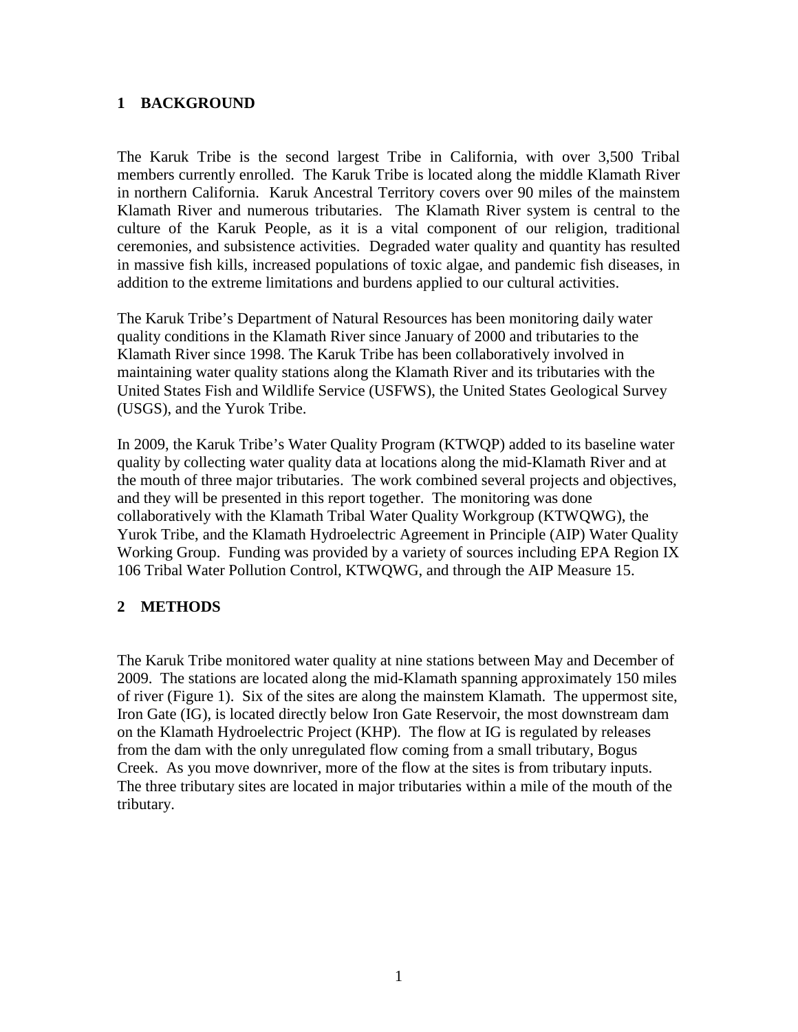# 1 BACKGROUND

The Karuk Tribe is the second largest Tribe in California, with over 3,500 Tribal members currently enrolled. The Karuk Tribe is located along the middle Klamath River in northern California. Karuk Ancestral Territory covers over 90 miles of the mainstem Klamath River and numerous tributaries. The Klamath River system is central to the culture of the Karuk People, as it is a vital component of our religion, traditional ceremonies, and subsistence activities. Degraded water quality and quantity has resulted in massive fish kills, increased populations of toxic algae, and pandemic fish diseases, in addition to the extreme limitations and burdens applied to our cultural activities.

The Karuk Tribe's Department of Natural Resources has been monitoring daily water quality conditions in the Klamath River since January of 2000 and tributaries to the Klamath River since 1998. The Karuk Tribe has been collaboratively involved in maintaining water quality stations along the Klamath River and its tributaries with the United States Fish and Wildlife Service (USFWS), the United States Geological Survey (USGS), and the Yurok Tribe.

In 2009, the Karuk Tribe's Water Quality Program (KTWQP) added to its baseline water quality by collecting water quality data at locations along the mid-Klamath River and at the mouth of three major tributaries. The work combined several projects and objectives, and they will be presented in this report together. The monitoring was done collaboratively with the Klamath Tribal Water Quality Workgroup (KTWQWG), the Yurok Tribe, and the Klamath Hydroelectric Agreement in Principle (AIP) Water Quality Working Group. Funding was provided by a variety of sources including EPA Region IX 106 Tribal Water Pollution Control, KTWQWG, and through the AIP Measure 15.

# 2 METHODS

The Karuk Tribe monitored water quality at nine stations between May and December of 2009. The stations are located along the mid-Klamath River spanning approximately 150 miles of river (Figure 1). Six of the sites are along the mainstem Klamath. The uppermost site, Iron Gate (IG), is located directly below Iron Gate Reservoir, the most downstream dam on the Klamath Hydroelectric Project (KHP). The flow at IG is regulated by releases from the dam with the only unregulated flow coming from a small tributary, Bogus Creek. As you move downriver, more of the flow at the sites is from tributary inputs. The three tributary sites are located in major tributaries within a mile of the mouth of the tributary.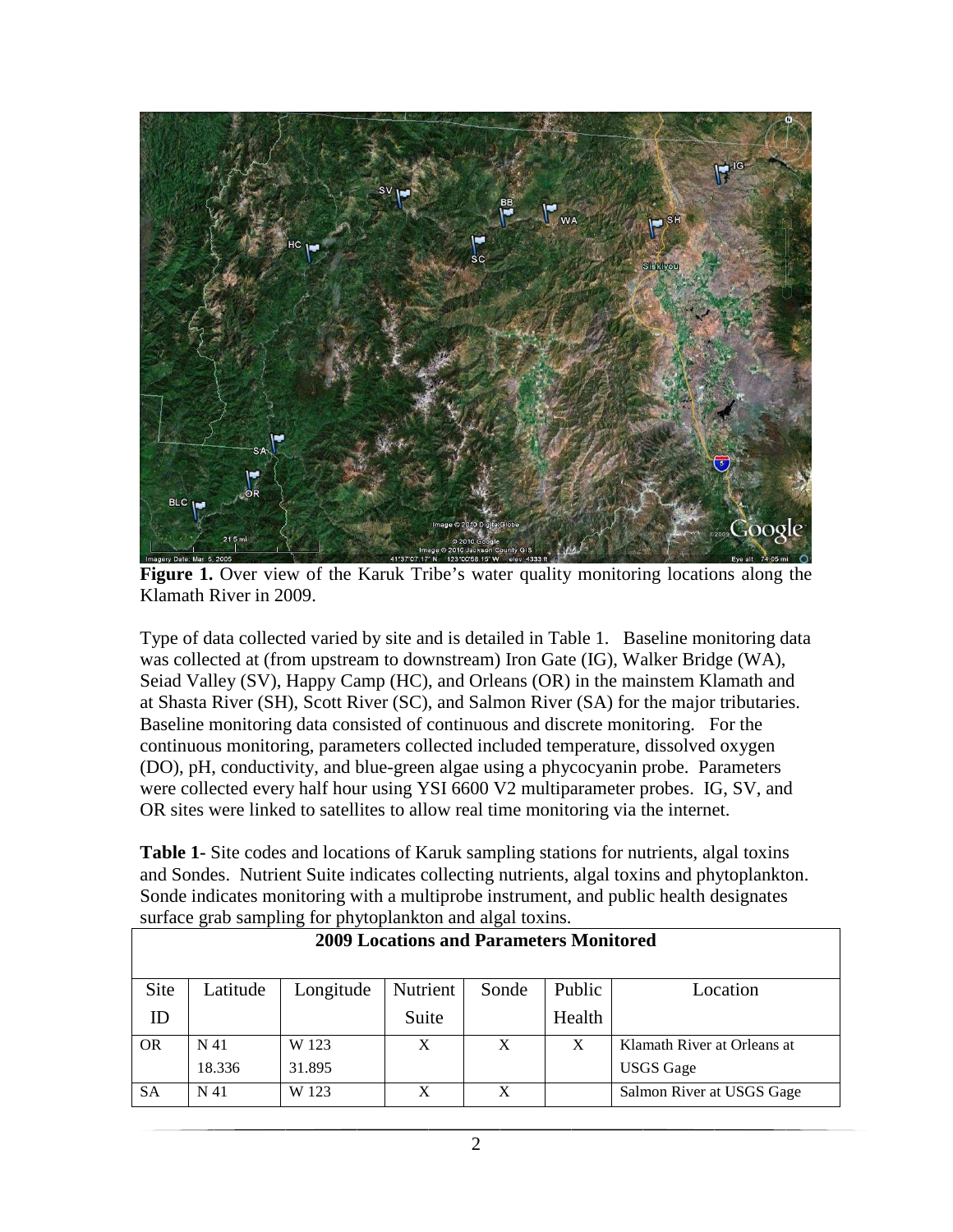**Figure 1.** Over view of the Karuk Tribe's water quality monitoring locations along the Klamath River in 2009.

Type of data collected varied by site and is detailed in Table 1. Baseline monitoring data was collected at (from upstream to downstream) Iron Gate (IG), Walker Bridge (WA), Seiad Valley (SV), Happy Camp (HC), and Orleans (OR) in the mainstem Klamath and at Shasta River (SH), Scott River (SC), and Salmon River (SA) for the major tributaries. Baseline monitoring data consisted of continuous and discrete monitoring. For the continuous monitoring, parameters collected included temperature, dissolved oxygen (DO), pH, conductivity, and blue-green algae using a phycocyanin probe. Parameters were collected every half hour using YSI 6600 V2 multiparameter probes. IG, SV, and OR sites were linked to satellites to allow real time monitoring via the internet.

**Table 1**- Site codes and locations of Karuk sampling stations for nutrients, algal toxins and Sondes. Nutrient Suite indicates collecting nutrients, algal toxins and phytoplankton. Sonde indicates monitoring with a multiprobe instrument, and public health designates surface grab sampling for phytoplankton and algal toxins.

| 2009 Locations and Parameters Monitored | | | | | | |
|---|---|---|---|---|---|---|
| Site ID | Latitude | Longitude | Nutrient Suite | Sonde | Public Health | Location |
| OR | N 41 18.336 | W 123 31.895 | X | X | X | Klamath River at Orleans at USGS Gage |
| SA | N 41 | W 123 | X | X | | Salmon River at USGS Gage |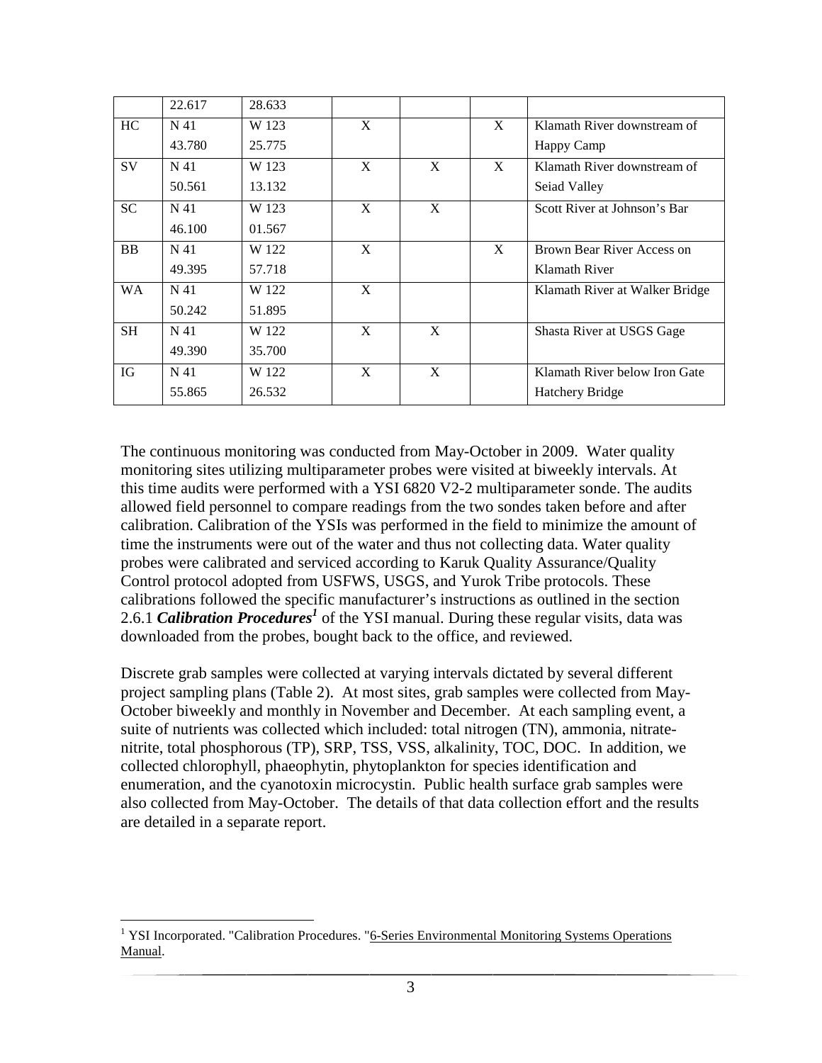| | 22.617 | 28.633 | | | | |
|---|---|---|---|---|---|---|
| HC | N 41 43.780 | W 123 25.775 | X | | X | Klamath River downstream of Happy Camp |
| SV | N 41 50.561 | W 123 13.132 | X | X | X | Klamath River downstream of Seiad Valley |
| SC | N 41 46.100 | W 123 01.567 | X | X | | Scott River at Johnson's Bar |
| BB | N 41 49.395 | W 122 57.718 | X | | X | Brown Bear River Access on Klamath River |
| WA | N 41 50.242 | W 122 51.895 | X | | | Klamath River at Walker Bridge |
| SH | N 41 49.390 | W 122 35.700 | X | X | | Shasta River at USGS Gage |
| IG | N 41 55.865 | W 122 26.532 | X | X | | Klamath River below Iron Gate Hatchery Bridge |

The continuous monitoring was conducted from May-October in 2009. Water quality monitoring sites utilizing multiparameter probes were visited at biweekly intervals. At this time audits were performed with a YSI 6820 V2-2 multiparameter sonde. The audits allowed field personnel to compare readings from the two sondes taken before and after calibration. Calibration of the YSIs was performed in the field to minimize the amount of time the instruments were out of the water and thus not collecting data. Water quality probes were calibrated and serviced according to Karuk Quality Assurance/Quality Control protocol adopted from USFWS, USGS, and Yurok Tribe protocols. These calibrations followed the specific manufacturer's instructions as outlined in the section 2.6.1 ***Calibration Procedures***[1] of the YSI manual. During these regular visits, data was downloaded from the probes, bought back to the office, and reviewed.

Discrete grab samples were collected at varying intervals dictated by several different project sampling plans (Table 2). At most sites, grab samples were collected from May-October biweekly and monthly in November and December. At each sampling event, a suite of nutrients was collected which included: total nitrogen (TN), ammonia, nitrate-nitrite, total phosphorous (TP), SRP, TSS, VSS, alkalinity, TOC, DOC. In addition, we collected chlorophyll, phaeophytin, phytoplankton for species identification and enumeration, and the cyanotoxin microcystin. Public health surface grab samples were also collected from May-October. The details of that data collection effort and the results are detailed in a separate report.

[1] YSI Incorporated. "Calibration Procedures. "6-Series Environmental Monitoring Systems Operations Manual.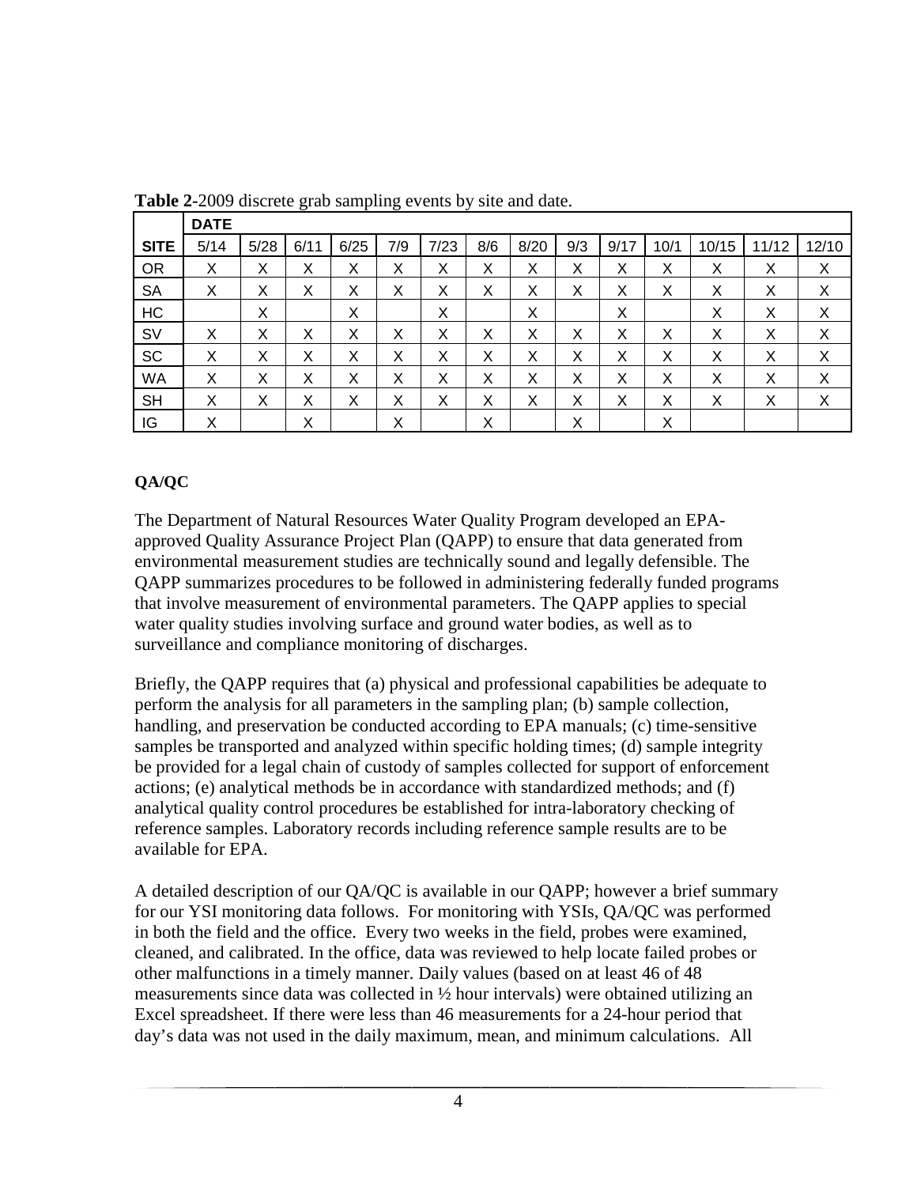**Table 2**-2009 discrete grab sampling events by site and date.

| | DATE | | | | | | | | | | | | | |
|---|---|---|---|---|---|---|---|---|---|---|---|---|---|---|
| **SITE** | 5/14 | 5/28 | 6/11 | 6/25 | 7/9 | 7/23 | 8/6 | 8/20 | 9/3 | 9/17 | 10/1 | 10/15 | 11/12 | 12/10 |
| OR | X | X | X | X | X | X | X | X | X | X | X | X | X | X |
| SA | X | X | X | X | X | X | X | X | X | X | X | X | X | X |
| HC | | X | | X | | X | | X | | X | | X | X | X |
| SV | X | X | X | X | X | X | X | X | X | X | X | X | X | X |
| SC | X | X | X | X | X | X | X | X | X | X | X | X | X | X |
| WA | X | X | X | X | X | X | X | X | X | X | X | X | X | X |
| SH | X | X | X | X | X | X | X | X | X | X | X | X | X | X |
| IG | X | | X | | X | | X | | X | | X | | | |

**QA/QC**

The Department of Natural Resources Water Quality Program developed an EPA-approved Quality Assurance Project Plan (QAPP) to ensure that data generated from environmental measurement studies are technically sound and legally defensible. The QAPP summarizes procedures to be followed in administering federally funded programs that involve measurement of environmental parameters. The QAPP applies to special water quality studies involving surface and ground water bodies, as well as to surveillance and compliance monitoring of discharges.

Briefly, the QAPP requires that (a) physical and professional capabilities be adequate to perform the analysis for all parameters in the sampling plan; (b) sample collection, handling, and preservation be conducted according to EPA manuals; (c) time-sensitive samples be transported and analyzed within specific holding times; (d) sample integrity be provided for a legal chain of custody of samples collected for support of enforcement actions; (e) analytical methods be in accordance with standardized methods; and (f) analytical quality control procedures be established for intra-laboratory checking of reference samples. Laboratory records including reference sample results are to be available for EPA.

A detailed description of our QA/QC is available in our QAPP; however a brief summary for our YSI monitoring data follows. For monitoring with YSIs, QA/QC was performed in both the field and the office. Every two weeks in the field, probes were examined, cleaned, and calibrated. In the office, data was reviewed to help locate failed probes or other malfunctions in a timely manner. Daily values (based on at least 46 of 48 measurements since data was collected in ½ hour intervals) were obtained utilizing an Excel spreadsheet. If there were less than 46 measurements for a 24-hour period that day's data was not used in the daily maximum, mean, and minimum calculations. All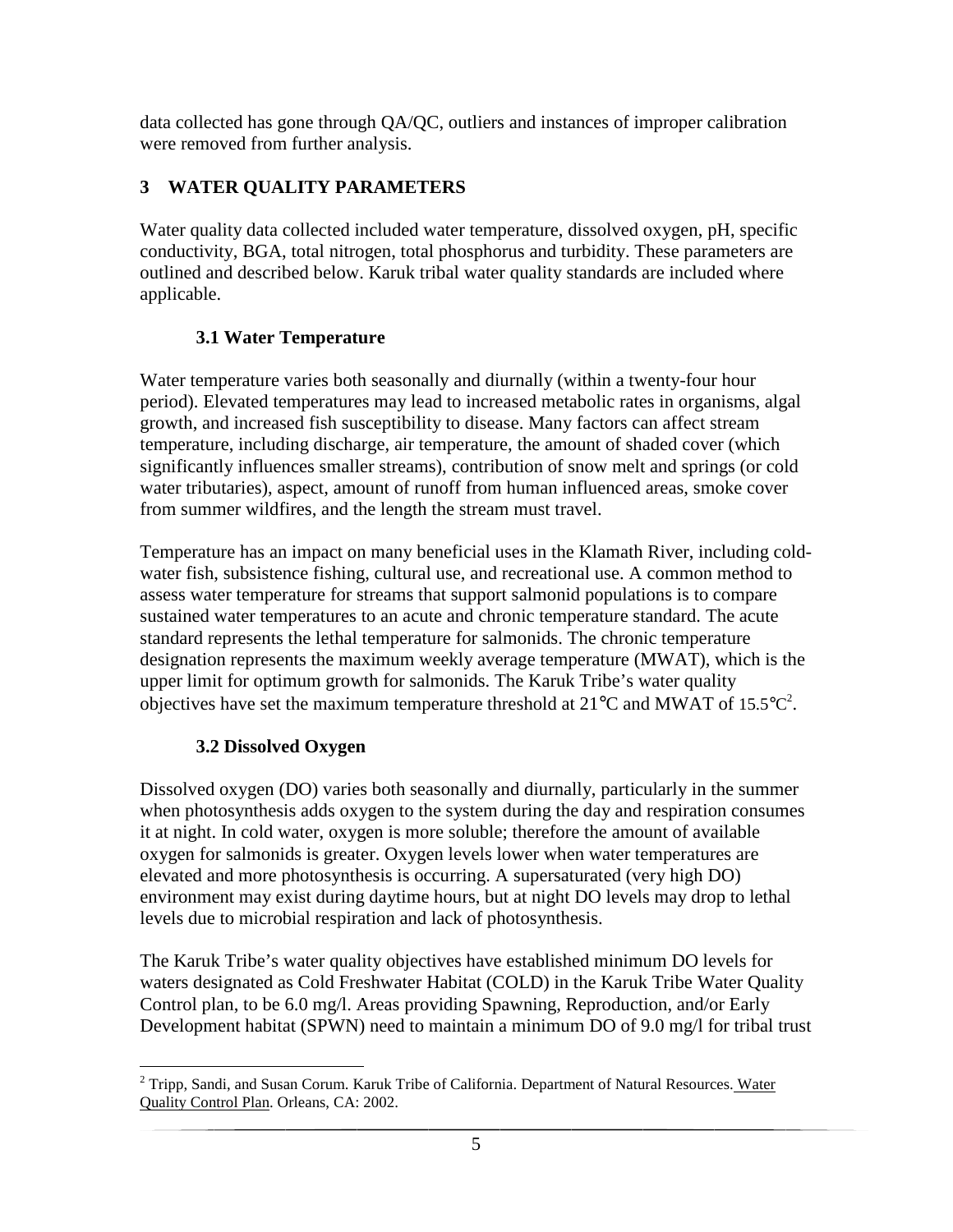data collected has gone through QA/QC, outliers and instances of improper calibration were removed from further analysis.

# 3 WATER QUALITY PARAMETERS

Water quality data collected included water temperature, dissolved oxygen, pH, specific conductivity, BGA, total nitrogen, total phosphorus and turbidity. These parameters are outlined and described below. Karuk tribal water quality standards are included where applicable.

## 3.1 Water Temperature

Water temperature varies both seasonally and diurnally (within a twenty-four hour period). Elevated temperatures may lead to increased metabolic rates in organisms, algal growth, and increased fish susceptibility to disease. Many factors can affect stream temperature, including discharge, air temperature, the amount of shaded cover (which significantly influences smaller streams), contribution of snow melt and springs (or cold water tributaries), aspect, amount of runoff from human influenced areas, smoke cover from summer wildfires, and the length the stream must travel.

Temperature has an impact on many beneficial uses in the Klamath River, including cold-water fish, subsistence fishing, cultural use, and recreational use. A common method to assess water temperature for streams that support salmonid populations is to compare sustained water temperatures to an acute and chronic temperature standard. The acute standard represents the lethal temperature for salmonids. The chronic temperature designation represents the maximum weekly average temperature (MWAT), which is the upper limit for optimum growth for salmonids. The Karuk Tribe's water quality objectives have set the maximum temperature threshold at 21°C and MWAT of 15.5°C[2].

## 3.2 Dissolved Oxygen

Dissolved oxygen (DO) varies both seasonally and diurnally, particularly in the summer when photosynthesis adds oxygen to the system during the day and respiration consumes it at night. In cold water, oxygen is more soluble; therefore the amount of available oxygen for salmonids is greater. Oxygen levels lower when water temperatures are elevated and more photosynthesis is occurring. A supersaturated (very high DO) environment may exist during daytime hours, but at night DO levels may drop to lethal levels due to microbial respiration and lack of photosynthesis.

The Karuk Tribe's water quality objectives have established minimum DO levels for waters designated as Cold Freshwater Habitat (COLD) in the Karuk Tribe Water Quality Control plan, to be 6.0 mg/l. Areas providing Spawning, Reproduction, and/or Early Development habitat (SPWN) need to maintain a minimum DO of 9.0 mg/l for tribal trust

---

[2] Tripp, Sandi, and Susan Corum. Karuk Tribe of California. Department of Natural Resources. Water Quality Control Plan. Orleans, CA: 2002.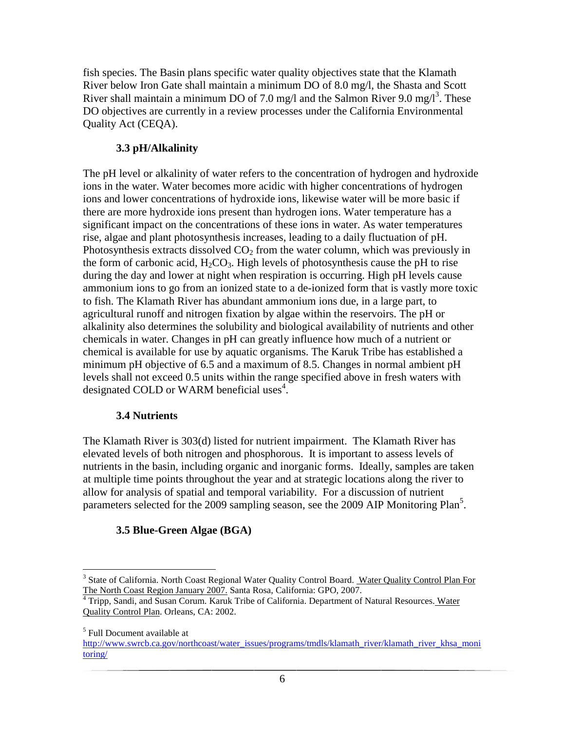fish species. The Basin plans specific water quality objectives state that the Klamath River below Iron Gate shall maintain a minimum DO of 8.0 mg/l, the Shasta and Scott River shall maintain a minimum DO of 7.0 mg/l and the Salmon River 9.0 mg/l[3]. These DO objectives are currently in a review processes under the California Environmental Quality Act (CEQA).

### 3.3 pH/Alkalinity

The pH level or alkalinity of water refers to the concentration of hydrogen and hydroxide ions in the water. Water becomes more acidic with higher concentrations of hydrogen ions and lower concentrations of hydroxide ions, likewise water will be more basic if there are more hydroxide ions present than hydrogen ions. Water temperature has a significant impact on the concentrations of these ions in water. As water temperatures rise, algae and plant photosynthesis increases, leading to a daily fluctuation of pH. Photosynthesis extracts dissolved $CO_2$ from the water column, which was previously in the form of carbonic acid, $H_2CO_3$. High levels of photosynthesis cause the pH to rise during the day and lower at night when respiration is occurring. High pH levels cause ammonium ions to go from an ionized state to a de-ionized form that is vastly more toxic to fish. The Klamath River has abundant ammonium ions due, in a large part, to agricultural runoff and nitrogen fixation by algae within the reservoirs. The pH or alkalinity also determines the solubility and biological availability of nutrients and other chemicals in water. Changes in pH can greatly influence how much of a nutrient or chemical is available for use by aquatic organisms. The Karuk Tribe has established a minimum pH objective of 6.5 and a maximum of 8.5. Changes in normal ambient pH levels shall not exceed 0.5 units within the range specified above in fresh waters with designated COLD or WARM beneficial uses[4].

### 3.4 Nutrients

The Klamath River is 303(d) listed for nutrient impairment. The Klamath River has elevated levels of both nitrogen and phosphorous. It is important to assess levels of nutrients in the basin, including organic and inorganic forms. Ideally, samples are taken at multiple time points throughout the year and at strategic locations along the river to allow for analysis of spatial and temporal variability. For a discussion of nutrient parameters selected for the 2009 sampling season, see the 2009 AIP Monitoring Plan[5].

### 3.5 Blue-Green Algae (BGA)

---

[3] State of California. North Coast Regional Water Quality Control Board. Water Quality Control Plan For The North Coast Region January 2007. Santa Rosa, California: GPO, 2007.

[4] Tripp, Sandi, and Susan Corum. Karuk Tribe of California. Department of Natural Resources. Water Quality Control Plan. Orleans, CA: 2002.

[5] Full Document available at http://www.swrcb.ca.gov/northcoast/water_issues/programs/tmdls/klamath_river/klamath_river_khsa_monitoring/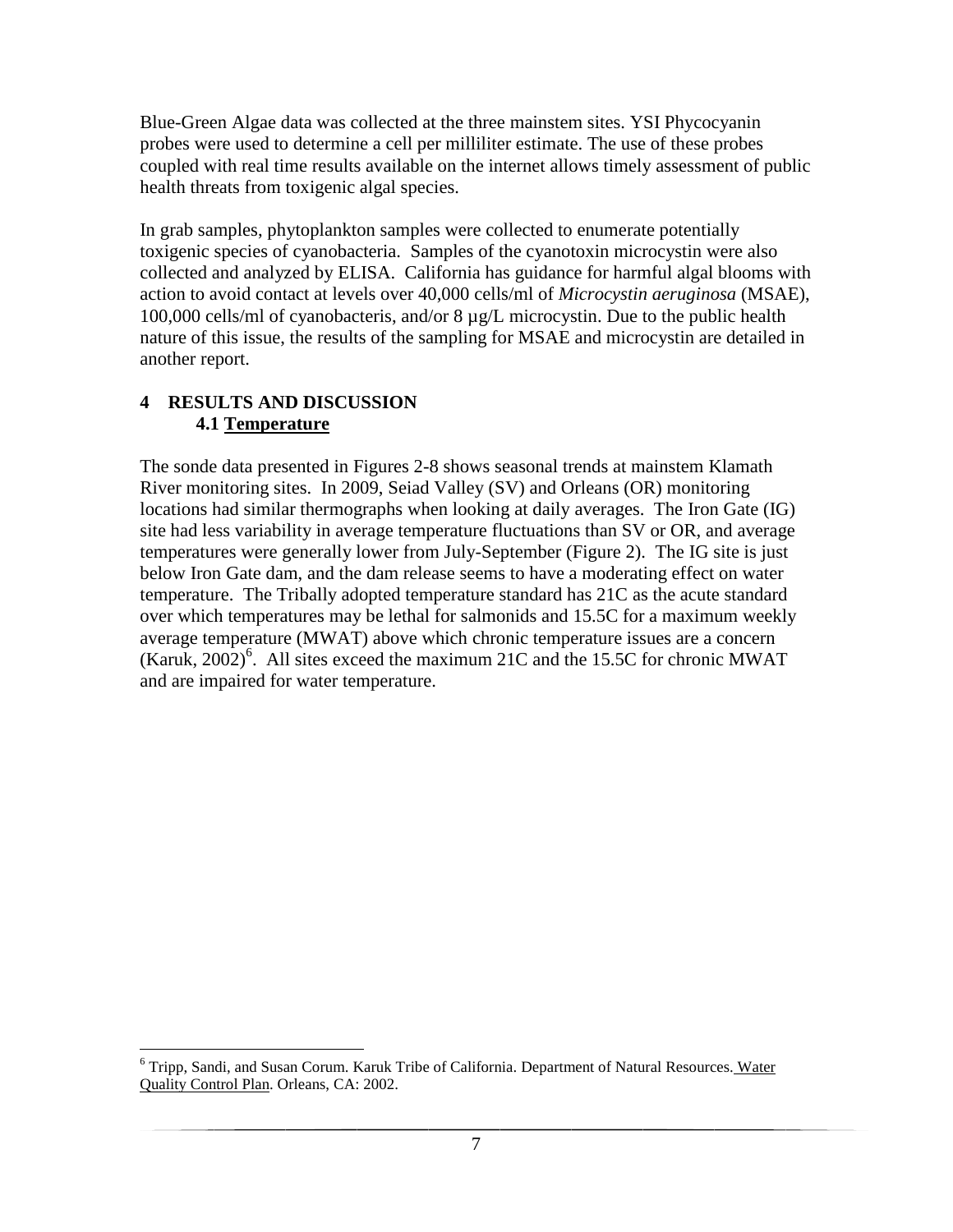Blue-Green Algae data was collected at the three mainstem sites. YSI Phycocyanin probes were used to determine a cell per milliliter estimate. The use of these probes coupled with real time results available on the internet allows timely assessment of public health threats from toxigenic algal species.

In grab samples, phytoplankton samples were collected to enumerate potentially toxigenic species of cyanobacteria. Samples of the cyanotoxin microcystin were also collected and analyzed by ELISA. California has guidance for harmful algal blooms with action to avoid contact at levels over 40,000 cells/ml of *Microcystin aeruginosa* (MSAE), 100,000 cells/ml of cyanobacteris, and/or 8 µg/L microcystin. Due to the public health nature of this issue, the results of the sampling for MSAE and microcystin are detailed in another report.

# 4 RESULTS AND DISCUSSION

## 4.1 Temperature

The sonde data presented in Figures 2-8 shows seasonal trends at mainstem Klamath River monitoring sites. In 2009, Seiad Valley (SV) and Orleans (OR) monitoring locations had similar thermographs when looking at daily averages. The Iron Gate (IG) site had less variability in average temperature fluctuations than SV or OR, and average temperatures were generally lower from July-September (Figure 2). The IG site is just below Iron Gate dam, and the dam release seems to have a moderating effect on water temperature. The Tribally adopted temperature standard has 21C as the acute standard over which temperatures may be lethal for salmonids and 15.5C for a maximum weekly average temperature (MWAT) above which chronic temperature issues are a concern (Karuk, 2002)[6]. All sites exceed the maximum 21C and the 15.5C for chronic MWAT and are impaired for water temperature.

---

[6] Tripp, Sandi, and Susan Corum. Karuk Tribe of California. Department of Natural Resources. Water Quality Control Plan. Orleans, CA: 2002.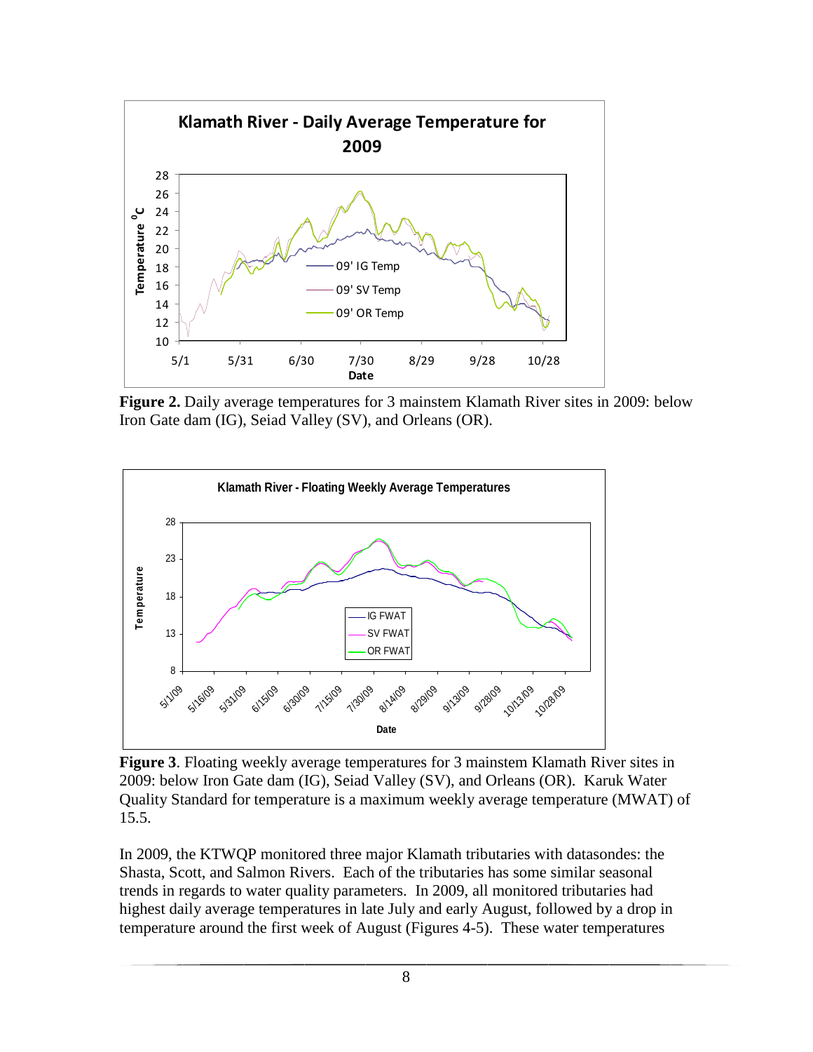**Figure 2.** Daily average temperatures for 3 mainstem Klamath River sites in 2009: below Iron Gate dam (IG), Seiad Valley (SV), and Orleans (OR).

**Figure 3**. Floating weekly average temperatures for 3 mainstem Klamath River sites in 2009: below Iron Gate dam (IG), Seiad Valley (SV), and Orleans (OR). Karuk Water Quality Standard for temperature is a maximum weekly average temperature (MWAT) of 15.5.

In 2009, the KTWQP monitored three major Klamath tributaries with datasondes: the Shasta, Scott, and Salmon Rivers. Each of the tributaries has some similar seasonal trends in regards to water quality parameters. In 2009, all monitored tributaries had highest daily average temperatures in late July and early August, followed by a drop in temperature around the first week of August (Figures 4-5). These water temperatures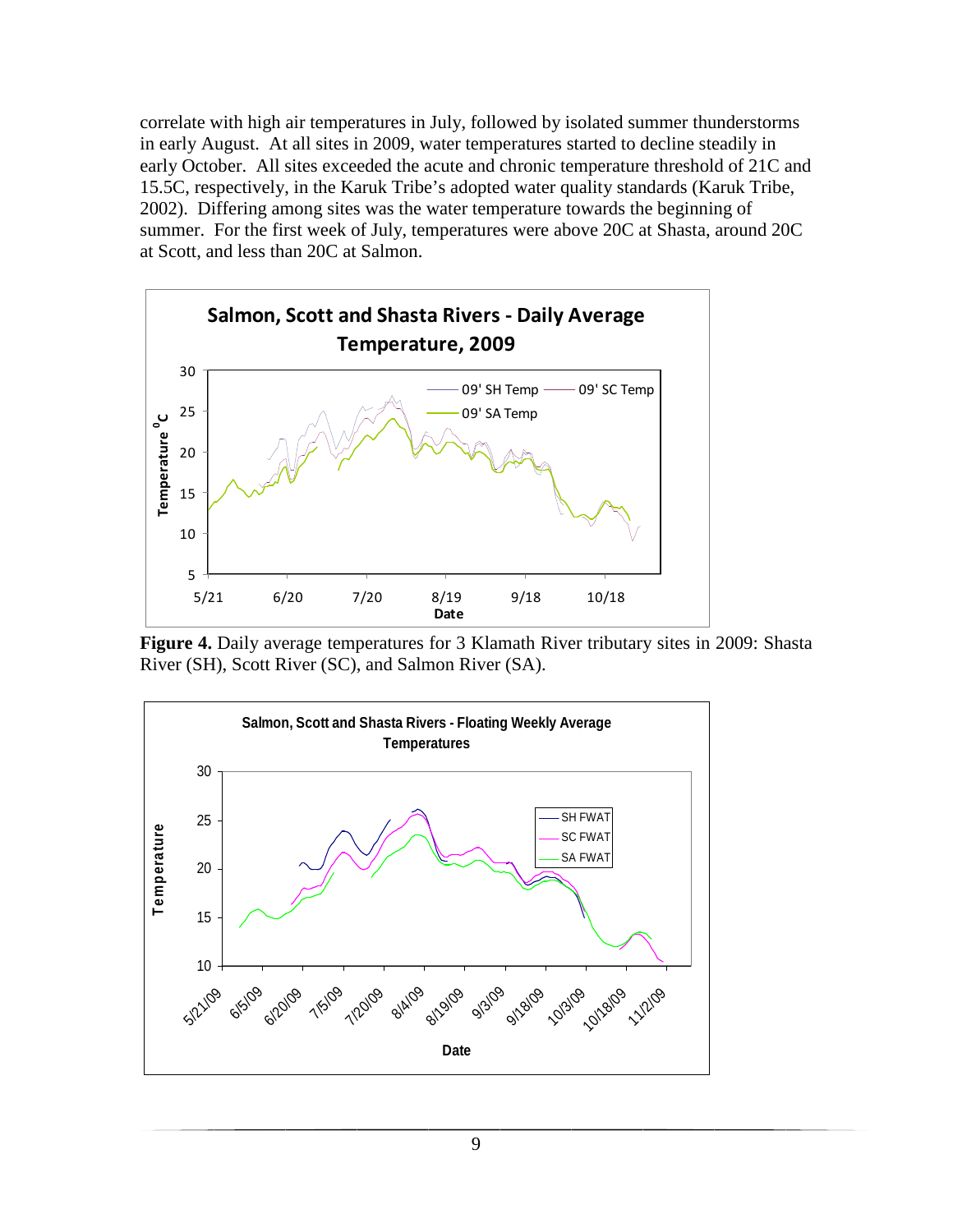correlate with high air temperatures in July, followed by isolated summer thunderstorms in early August. At all sites in 2009, water temperatures started to decline steadily in early October. All sites exceeded the acute and chronic temperature threshold of 21C and 15.5C, respectively, in the Karuk Tribe's adopted water quality standards (Karuk Tribe, 2002). Differing among sites was the water temperature towards the beginning of summer. For the first week of July, temperatures were above 20C at Shasta, around 20C at Scott, and less than 20C at Salmon.

**Figure 4.** Daily average temperatures for 3 Klamath River tributary sites in 2009: Shasta River (SH), Scott River (SC), and Salmon River (SA).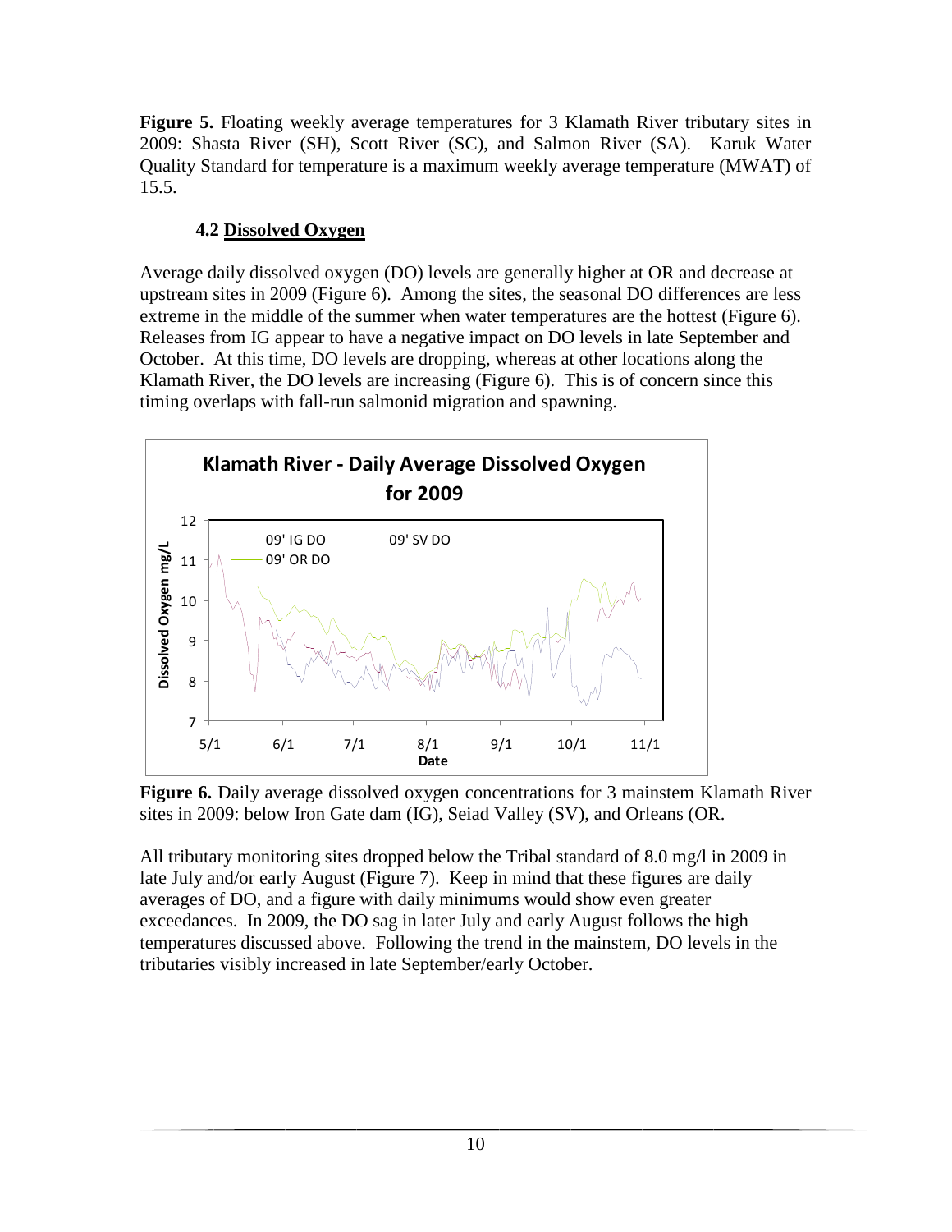**Figure 5.** Floating weekly average temperatures for 3 Klamath River tributary sites in 2009: Shasta River (SH), Scott River (SC), and Salmon River (SA). Karuk Water Quality Standard for temperature is a maximum weekly average temperature (MWAT) of 15.5.

### 4.2 Dissolved Oxygen

Average daily dissolved oxygen (DO) levels are generally higher at OR and decrease at upstream sites in 2009 (Figure 6). Among the sites, the seasonal DO differences are less extreme in the middle of the summer when water temperatures are the hottest (Figure 6). Releases from IG appear to have a negative impact on DO levels in late September and October. At this time, DO levels are dropping, whereas at other locations along the Klamath River, the DO levels are increasing (Figure 6). This is of concern since this timing overlaps with fall-run salmonid migration and spawning.

**Figure 6.** Daily average dissolved oxygen concentrations for 3 mainstem Klamath River sites in 2009: below Iron Gate dam (IG), Seiad Valley (SV), and Orleans (OR.

All tributary monitoring sites dropped below the Tribal standard of 8.0 mg/l in 2009 in late July and/or early August (Figure 7). Keep in mind that these figures are daily averages of DO, and a figure with daily minimums would show even greater exceedances. In 2009, the DO sag in later July and early August follows the high temperatures discussed above. Following the trend in the mainstem, DO levels in the tributaries visibly increased in late September/early October.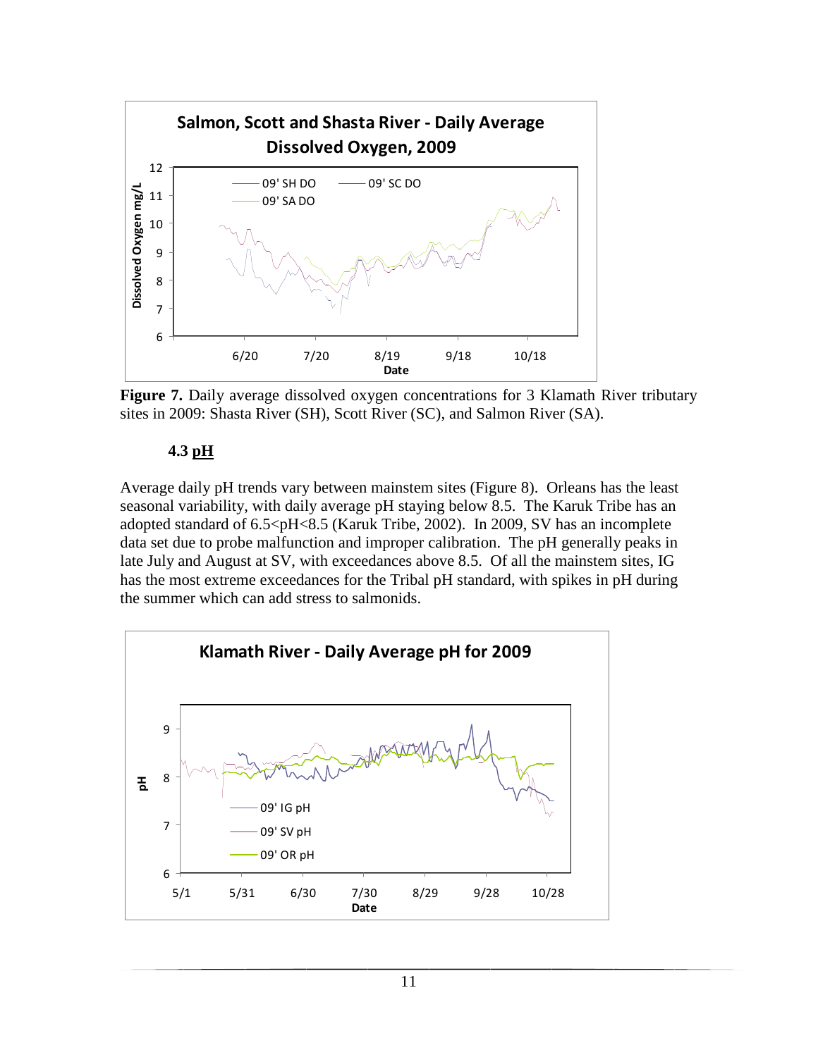**Figure 7.** Daily average dissolved oxygen concentrations for 3 Klamath River tributary sites in 2009: Shasta River (SH), Scott River (SC), and Salmon River (SA).

### 4.3 pH

Average daily pH trends vary between mainstem sites (Figure 8). Orleans has the least seasonal variability, with daily average pH staying below 8.5. The Karuk Tribe has an adopted standard of 6.5<pH<8.5 (Karuk Tribe, 2002). In 2009, SV has an incomplete data set due to probe malfunction and improper calibration. The pH generally peaks in late July and August at SV, with exceedances above 8.5. Of all the mainstem sites, IG has the most extreme exceedances for the Tribal pH standard, with spikes in pH during the summer which can add stress to salmonids.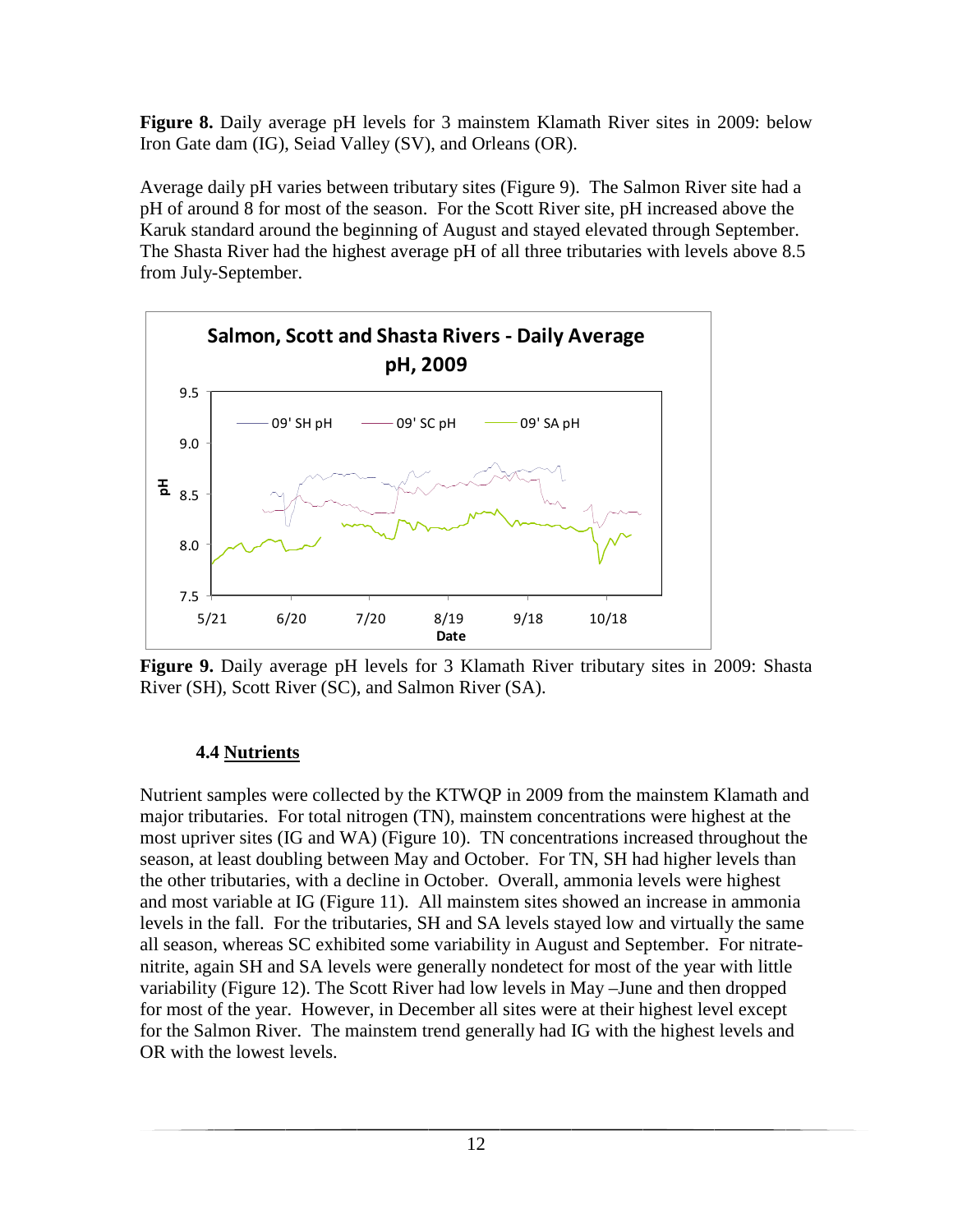**Figure 8.** Daily average pH levels for 3 mainstem Klamath River sites in 2009: below Iron Gate dam (IG), Seiad Valley (SV), and Orleans (OR).

Average daily pH varies between tributary sites (Figure 9). The Salmon River site had a pH of around 8 for most of the season. For the Scott River site, pH increased above the Karuk standard around the beginning of August and stayed elevated through September. The Shasta River had the highest average pH of all three tributaries with levels above 8.5 from July-September.

**Figure 9.** Daily average pH levels for 3 Klamath River tributary sites in 2009: Shasta River (SH), Scott River (SC), and Salmon River (SA).

### 4.4 Nutrients

Nutrient samples were collected by the KTWQP in 2009 from the mainstem Klamath and major tributaries. For total nitrogen (TN), mainstem concentrations were highest at the most upriver sites (IG and WA) (Figure 10). TN concentrations increased throughout the season, at least doubling between May and October. For TN, SH had higher levels than the other tributaries, with a decline in October. Overall, ammonia levels were highest and most variable at IG (Figure 11). All mainstem sites showed an increase in ammonia levels in the fall. For the tributaries, SH and SA levels stayed low and virtually the same all season, whereas SC exhibited some variability in August and September. For nitrate-nitrite, again SH and SA levels were generally nondetect for most of the year with little variability (Figure 12). The Scott River had low levels in May –June and then dropped for most of the year. However, in December all sites were at their highest level except for the Salmon River. The mainstem trend generally had IG with the highest levels and OR with the lowest levels.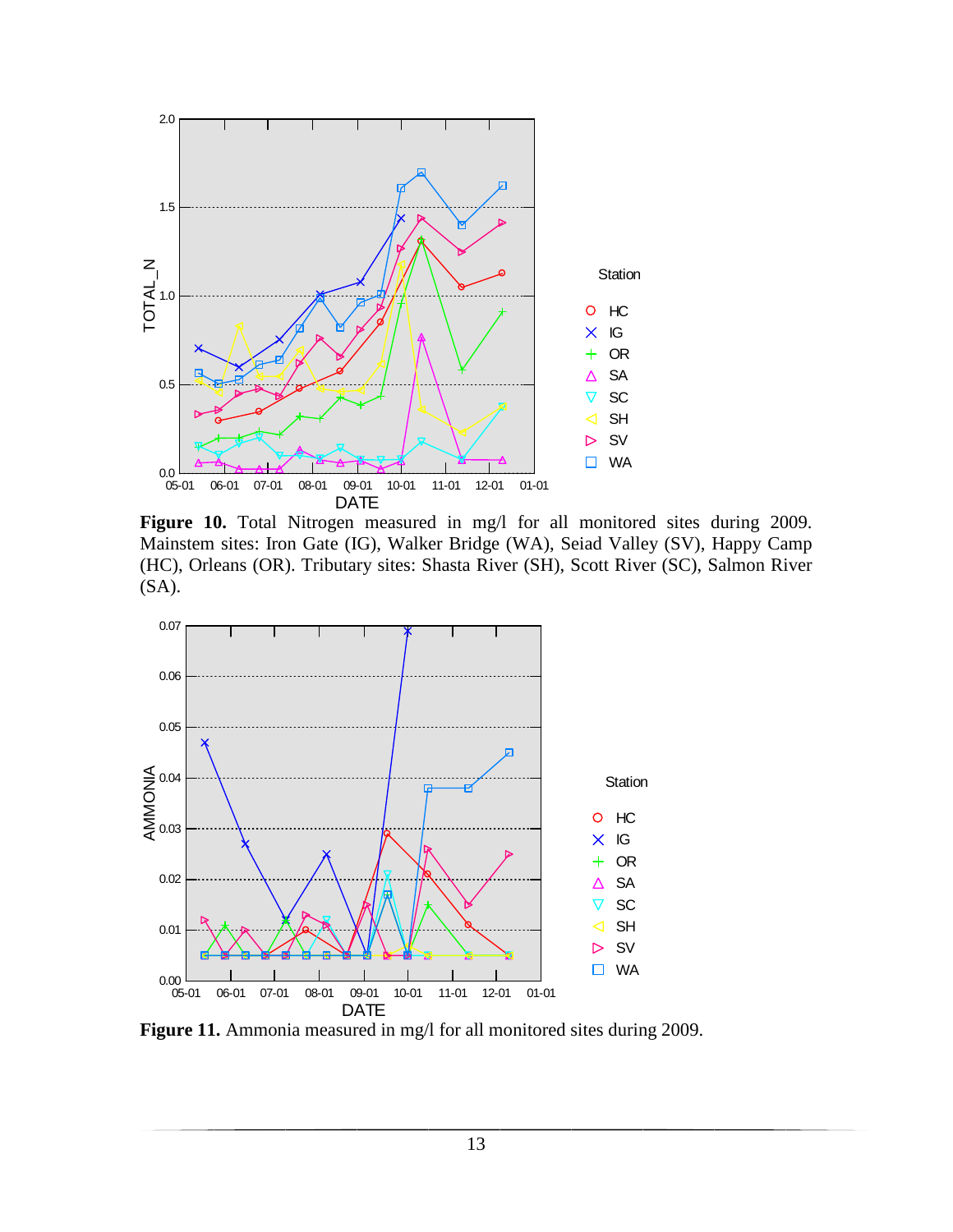**Figure 10.** Total Nitrogen measured in mg/l for all monitored sites during 2009. Mainstem sites: Iron Gate (IG), Walker Bridge (WA), Seiad Valley (SV), Happy Camp (HC), Orleans (OR). Tributary sites: Shasta River (SH), Scott River (SC), Salmon River (SA).

**Figure 11.** Ammonia measured in mg/l for all monitored sites during 2009.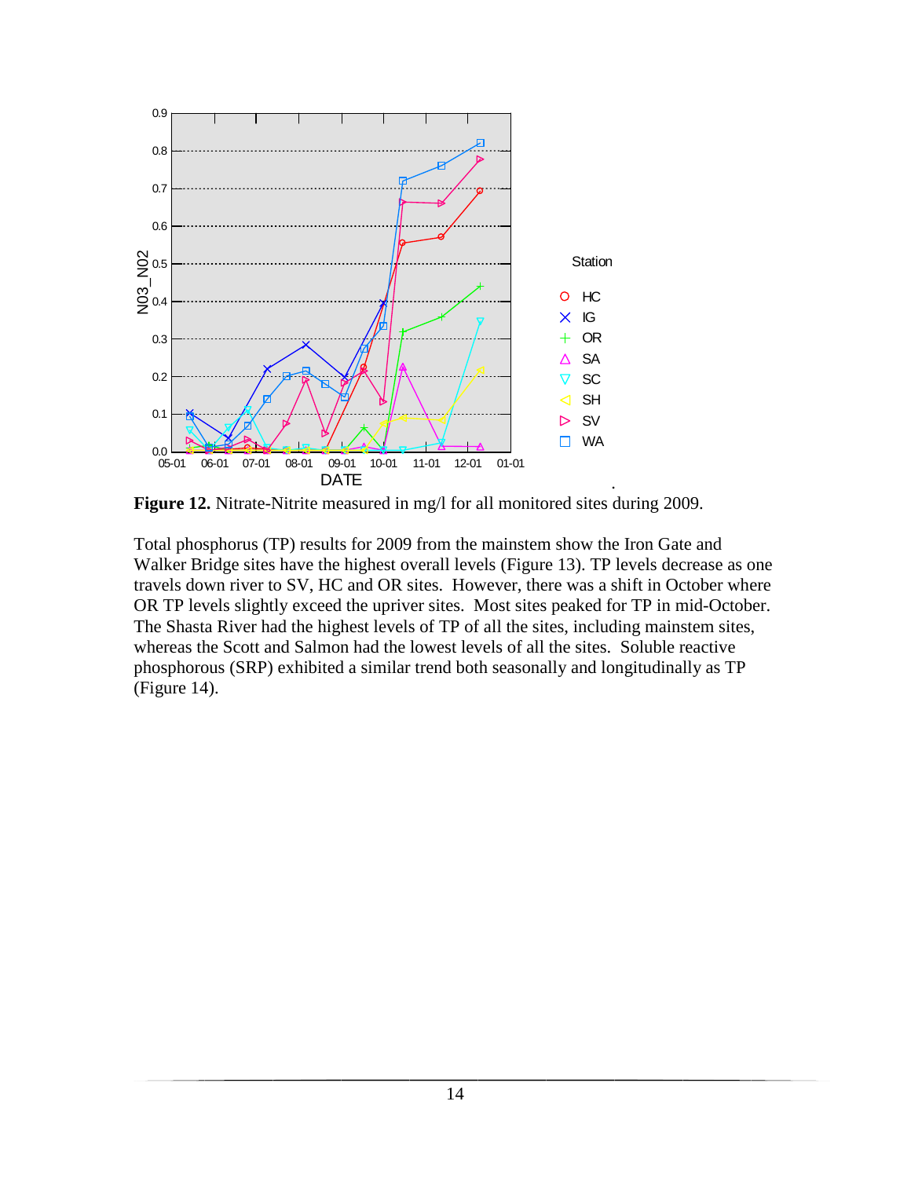**Figure 12.** Nitrate-Nitrite measured in mg/l for all monitored sites during 2009.

Total phosphorus (TP) results for 2009 from the mainstem show the Iron Gate and Walker Bridge sites have the highest overall levels (Figure 13). TP levels decrease as one travels down river to SV, HC and OR sites. However, there was a shift in October where OR TP levels slightly exceed the upriver sites. Most sites peaked for TP in mid-October. The Shasta River had the highest levels of TP of all the sites, including mainstem sites, whereas the Scott and Salmon had the lowest levels of all the sites. Soluble reactive phosphorous (SRP) exhibited a similar trend both seasonally and longitudinally as TP (Figure 14).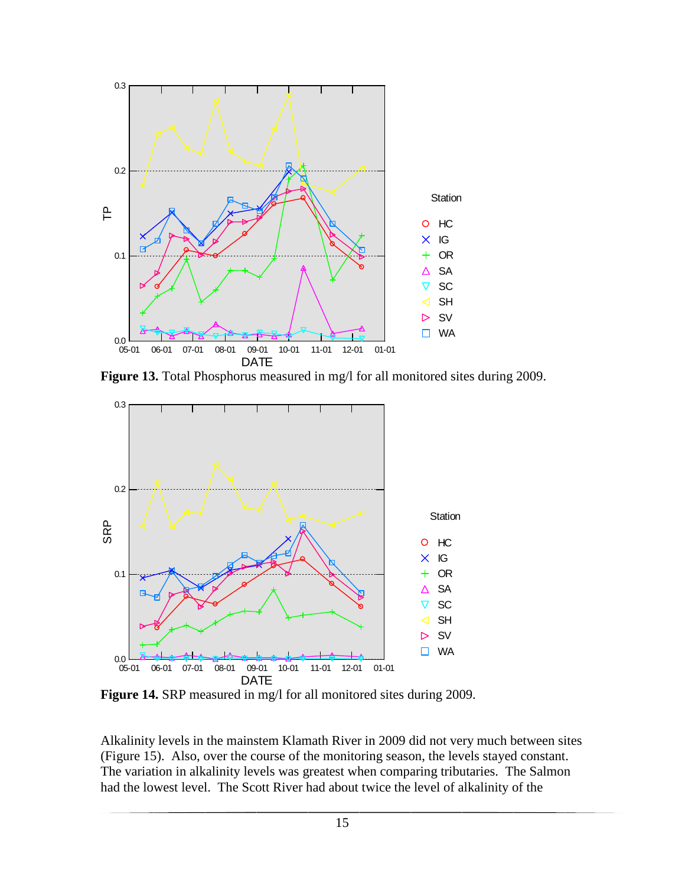**Figure 13.** Total Phosphorus measured in mg/l for all monitored sites during 2009.

**Figure 14.** SRP measured in mg/l for all monitored sites during 2009.

Alkalinity levels in the mainstem Klamath River in 2009 did not very much between sites (Figure 15). Also, over the course of the monitoring season, the levels stayed constant. The variation in alkalinity levels was greatest when comparing tributaries. The Salmon had the lowest level. The Scott River had about twice the level of alkalinity of the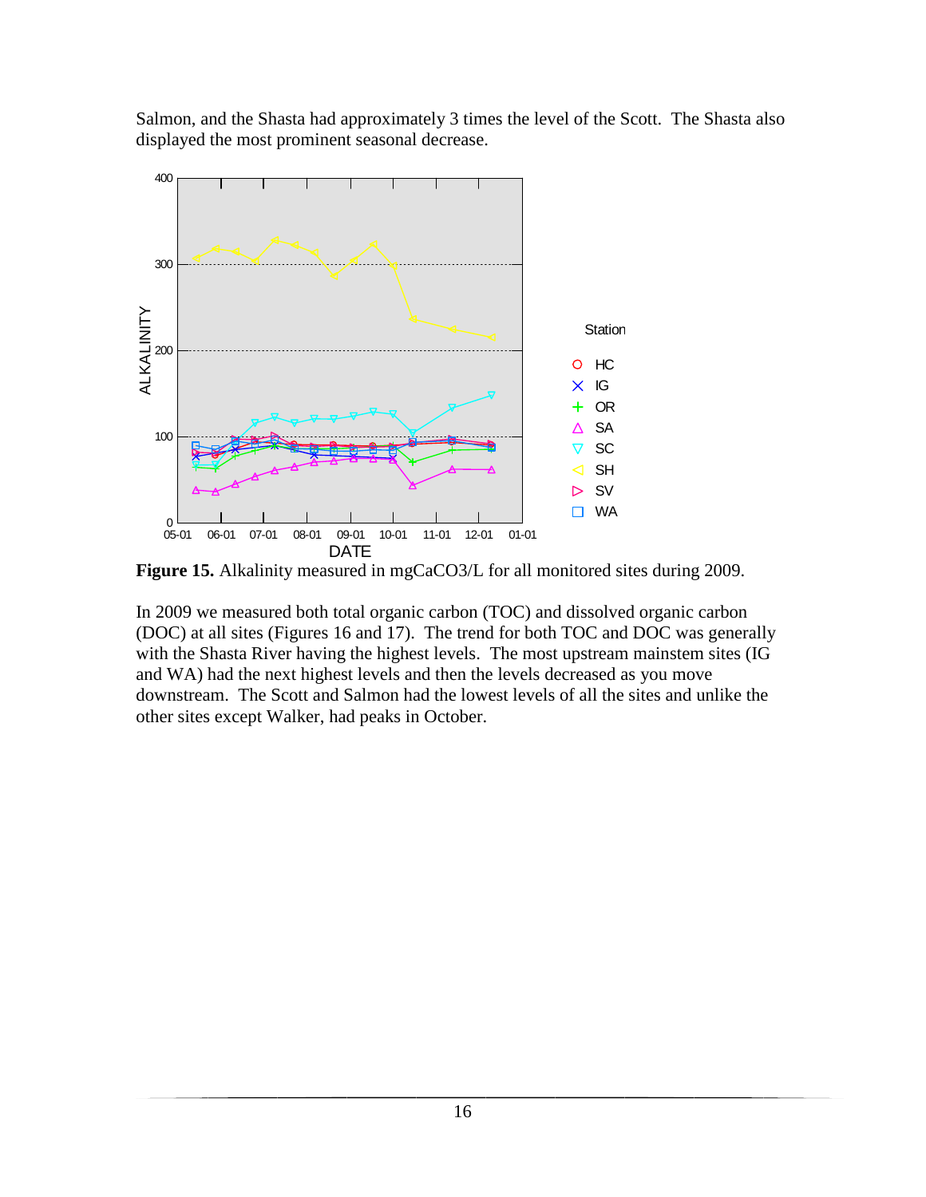Salmon, and the Shasta had approximately 3 times the level of the Scott. The Shasta also displayed the most prominent seasonal decrease.

**Figure 15.** Alkalinity measured in mgCaCO3/L for all monitored sites during 2009.

In 2009 we measured both total organic carbon (TOC) and dissolved organic carbon (DOC) at all sites (Figures 16 and 17). The trend for both TOC and DOC was generally with the Shasta River having the highest levels. The most upstream mainstem sites (IG and WA) had the next highest levels and then the levels decreased as you move downstream. The Scott and Salmon had the lowest levels of all the sites and unlike the other sites except Walker, had peaks in October.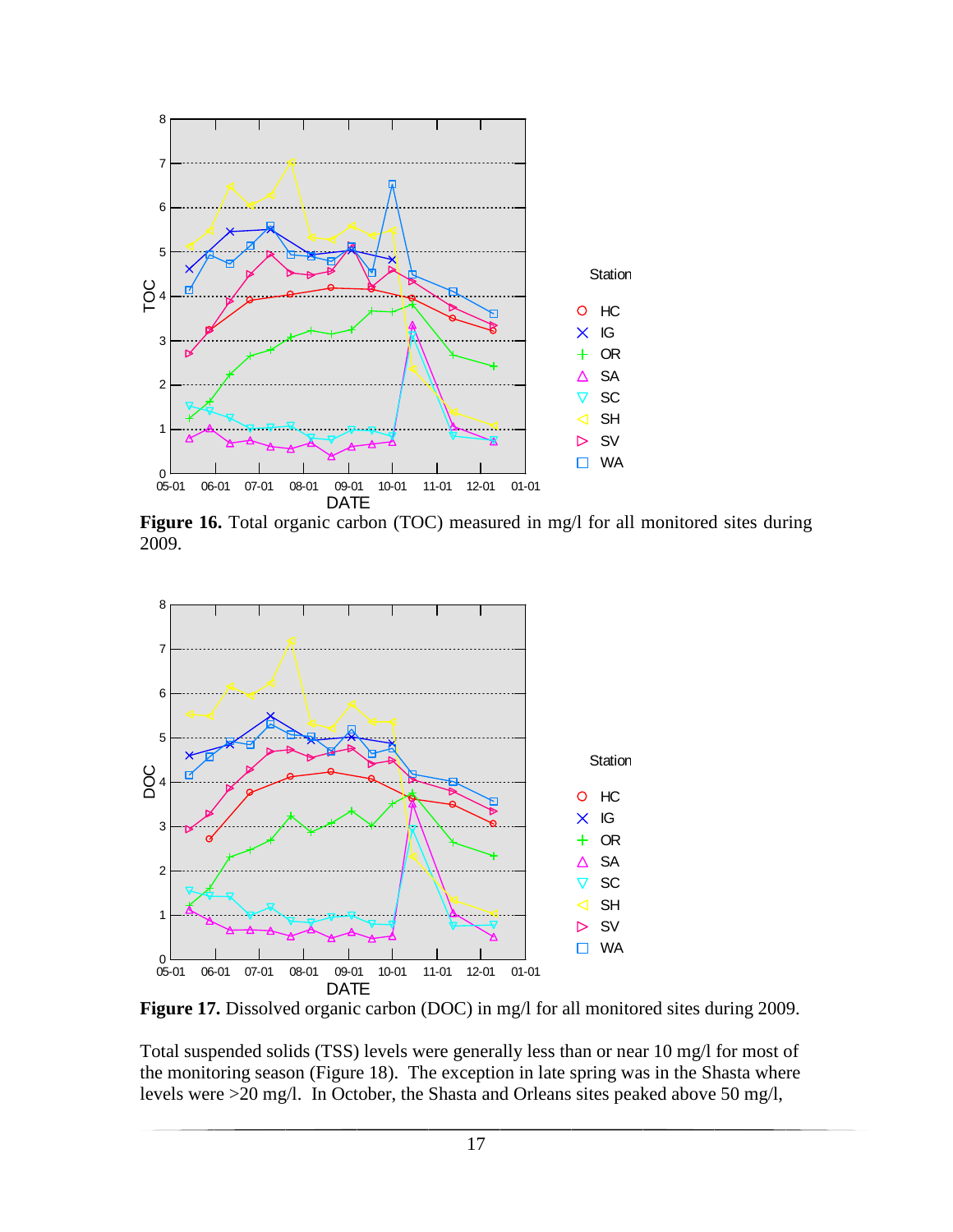**Figure 16.** Total organic carbon (TOC) measured in mg/l for all monitored sites during 2009.

**Figure 17.** Dissolved organic carbon (DOC) in mg/l for all monitored sites during 2009.

Total suspended solids (TSS) levels were generally less than or near 10 mg/l for most of the monitoring season (Figure 18). The exception in late spring was in the Shasta where levels were >20 mg/l. In October, the Shasta and Orleans sites peaked above 50 mg/l,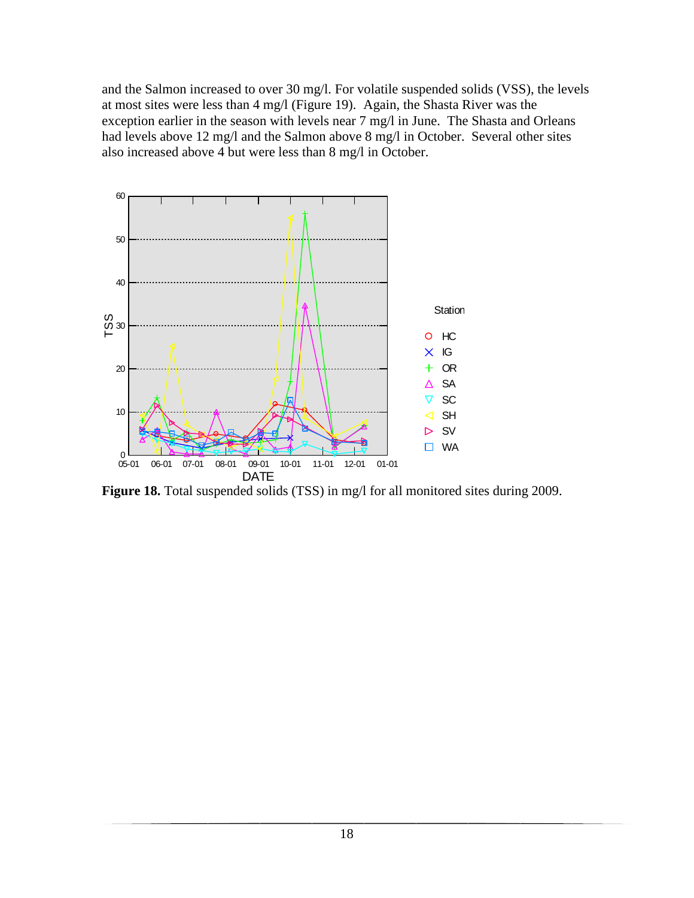and the Salmon increased to over 30 mg/l. For volatile suspended solids (VSS), the levels at most sites were less than 4 mg/l (Figure 19). Again, the Shasta River was the exception earlier in the season with levels near 7 mg/l in June. The Shasta and Orleans had levels above 12 mg/l and the Salmon above 8 mg/l in October. Several other sites also increased above 4 but were less than 8 mg/l in October.

**Figure 18.** Total suspended solids (TSS) in mg/l for all monitored sites during 2009.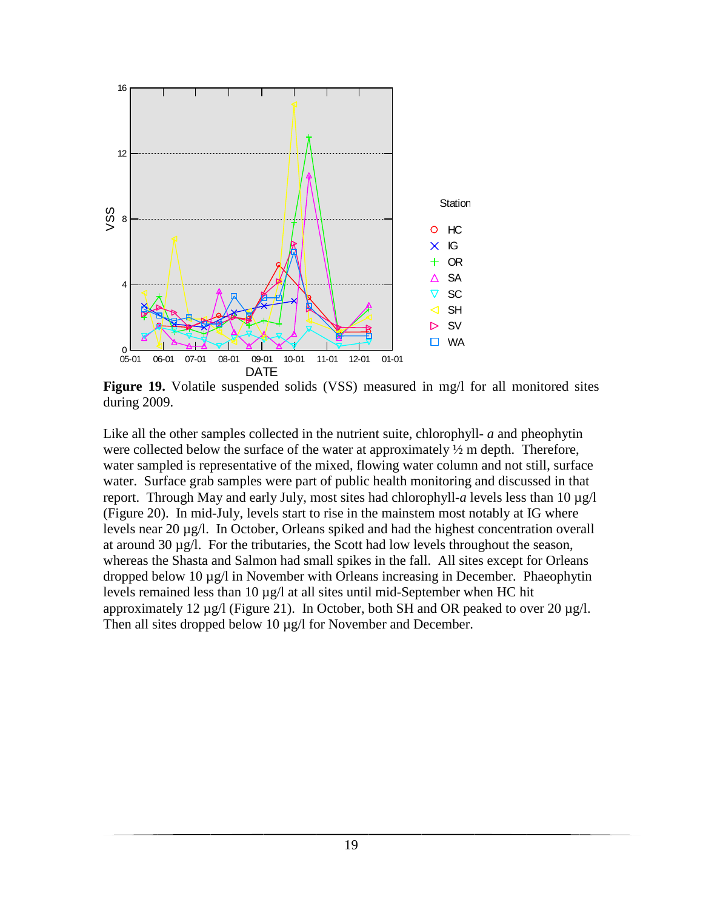**Figure 19.** Volatile suspended solids (VSS) measured in mg/l for all monitored sites during 2009.

Like all the other samples collected in the nutrient suite, chlorophyll- *a* and pheophytin were collected below the surface of the water at approximately ½ m depth. Therefore, water sampled is representative of the mixed, flowing water column and not still, surface water. Surface grab samples were part of public health monitoring and discussed in that report. Through May and early July, most sites had chlorophyll-*a* levels less than 10 µg/l (Figure 20). In mid-July, levels start to rise in the mainstem most notably at IG where levels near 20 µg/l. In October, Orleans spiked and had the highest concentration overall at around 30 µg/l. For the tributaries, the Scott had low levels throughout the season, whereas the Shasta and Salmon had small spikes in the fall. All sites except for Orleans dropped below 10 µg/l in November with Orleans increasing in December. Phaeophytin levels remained less than 10 µg/l at all sites until mid-September when HC hit approximately 12 µg/l (Figure 21). In October, both SH and OR peaked to over 20 µg/l. Then all sites dropped below 10 µg/l for November and December.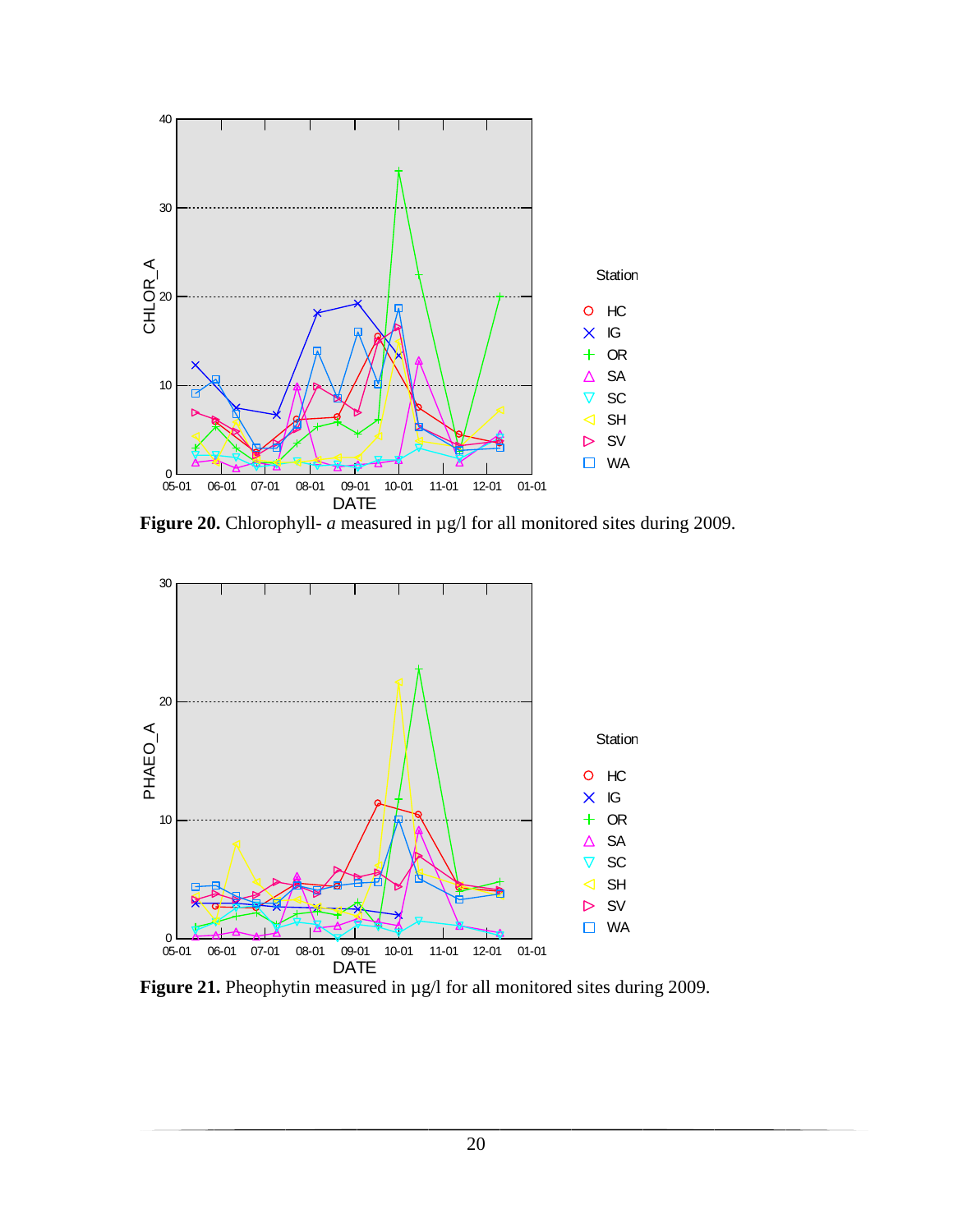**Figure 20.** Chlorophyll- *a* measured in µg/l for all monitored sites during 2009.

**Figure 21.** Pheophytin measured in µg/l for all monitored sites during 2009.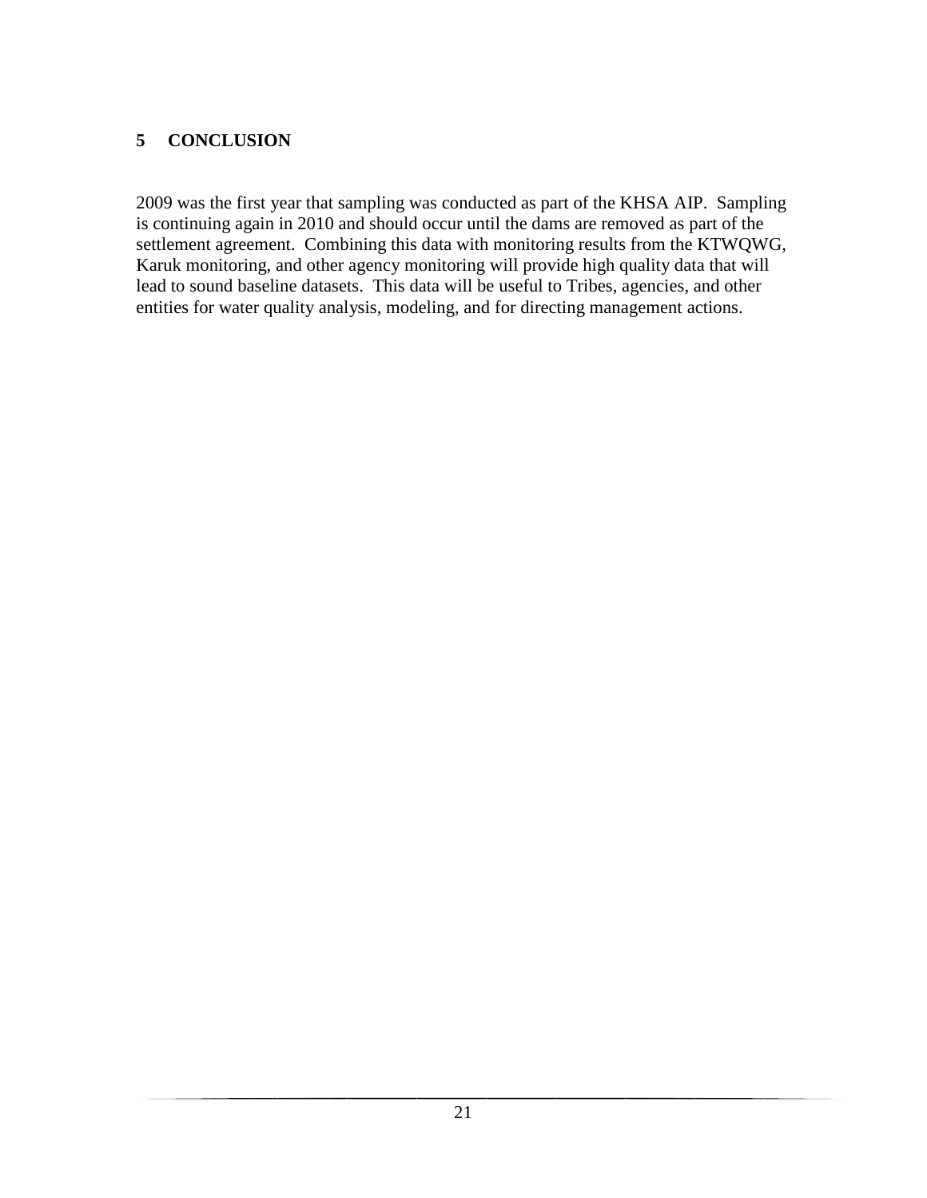# 5 CONCLUSION

2009 was the first year that sampling was conducted as part of the KHSA AIP. Sampling is continuing again in 2010 and should occur until the dams are removed as part of the settlement agreement. Combining this data with monitoring results from the KTWQWG, Karuk monitoring, and other agency monitoring will provide high quality data that will lead to sound baseline datasets. This data will be useful to Tribes, agencies, and other entities for water quality analysis, modeling, and for directing management actions.